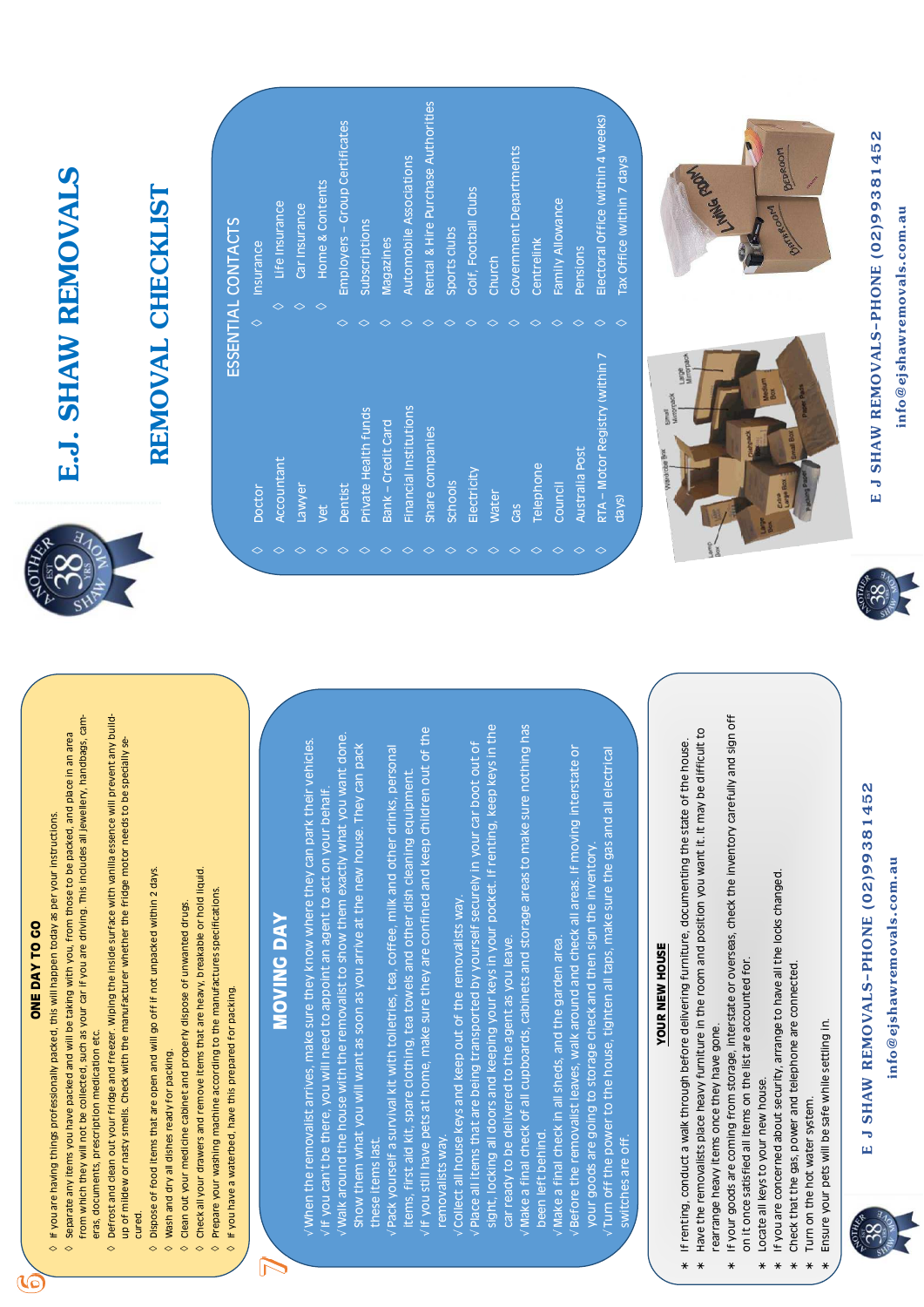# E.J. SHAW REMOVALS

## REMOVAL CHECKLIST

### ESSENTIAL CONTACTS

- Doctor
- Accountant
- Lawyer
- Vet
- Dentist
- Private Health funds
- Bank – Credit Card
- Financial Institutions
- Share companies
- Schools
- Electricity
- Water
- Gas
- Telephone
- Council
- Australia Post
- RTA – Motor Registry (within 7 days)
- Insurance
  - Life Insurance
  - Car Insurance
  - Home & Contents
- Employers – Group Certificates
- Subscriptions
- Magazines
- Automobile Associations
- Rental & Hire Purchase Authorities
- Sports clubs
- Golf, Football Clubs
- Church
- Government Departments
- Centrelink
- Family Allowance
- Pensions
- Electoral Office (within 4 weeks)
- Tax Office (within 7 days)

E J SHAW REMOVALS–PHONE (02)99381452
info@ejshawremovals.com.au

## 6 ONE DAY TO GO

- If you are having things professionally packed, this will happen today as per your instructions.
- Separate any items you have packed and will be taking with you, from those to be packed, and place in an area from which they will not be collected, such as your car if you are driving. This includes all jewellery, handbags, cameras, documents, prescription medication etc.
- Defrost and clean out your fridge and freezer. Wiping the inside surface with vanilla essence will prevent any build-up of mildew or nasty smells. Check with the manufacturer whether the fridge motor needs to be specially secured.
- Dispose of food items that are open and will go off if not unpacked within 2 days.
- Wash and dry all dishes ready for packing.
- Clean out your medicine cabinet and properly dispose of unwanted drugs.
- Check all your drawers and remove items that are heavy, breakable or hold liquid.
- Prepare your washing machine according to the manufactures specifications.
- If you have a waterbed, have this prepared for packing.

## 7 MOVING DAY

- √When the removalist arrives, make sure they know where they can park their vehicles.
- √If you can't be there, you will need to appoint an agent to act on your behalf.
- √Walk around the house with the removalist to show them exactly what you want done. Show them what you will want as soon as you arrive at the new house. They can pack these items last.
- √Pack yourself a survival kit with toiletries, tea, coffee, milk and other drinks, personal items, first aid kit, spare clothing, tea towels and other dish cleaning equipment.
- √If you still have pets at home, make sure they are confined and keep children out of the removalists way.
- √Collect all house keys and keep out of the removalists way.
- √Place all items that are being transported by yourself securely in your car boot out of sight, locking all doors and keeping your keys in your pocket. If renting, keep keys in the car ready to be delivered to the agent as you leave.
- √Make a final check of all cupboards, cabinets and storage areas to make sure nothing has been left behind.
- √Make a final check in all sheds, and the garden area.
- √Before the removalist leaves, walk around and check all areas. If moving interstate or your goods are going to storage check and then sign the inventory.
- √Turn off the power to the house, tighten all taps, make sure the gas and all electrical switches are off.

### YOUR NEW HOUSE

* If renting, conduct a walk through before delivering furniture, documenting the state of the house.
* Have the removalists place heavy furniture in the room and position you want it. It may be difficult to rearrange heavy items once they have gone.
* If your goods are coming from storage, interstate or overseas, check the inventory carefully and sign off on it once satisfied all items on the list are accounted for.
* Locate all keys to your new house.
* If you are concerned about security, arrange to have all the locks changed.
* Check that the gas, power and telephone are connected.
* Turn on the hot water system.
* Ensure your pets will be safe while settling in.

E J SHAW REMOVALS–PHONE (02)99381452
info@ejshawremovals.com.au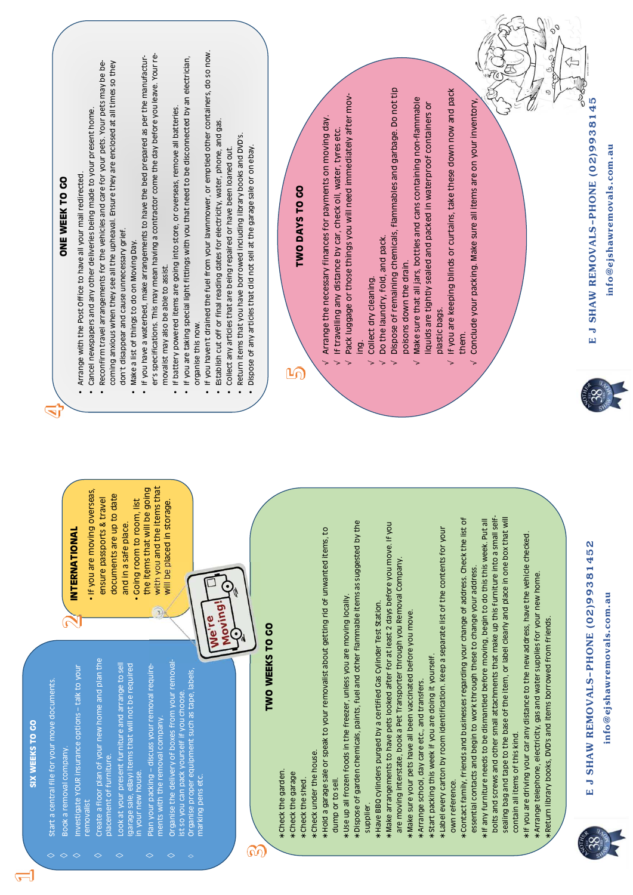## 1 SIX WEEKS TO GO

- Start a central file for your move documents.
- Book a removal company.
- Investigate YOUR insurance options – talk to your removalist
- Create a floor plan of your new home and plan the placement of furniture.
- Look at your present furniture and arrange to sell (garage sale, eBay) items that will not be required in your new house.
- Plan your packing – discuss your removal requirements with the removal company.
- Organise the delivery of boxes from your removalist so you can pack yourself if you choose.
- Organise proper equipment such as tape, labels, marking pens etc.

## 2 INTERNATIONAL

- If you are moving overseas, ensure passports & travel documents are up to date and in a safe place.
- Going room to room, list the items that will be going with you and the items that will be placed in storage.

We're Moving!

## 3 TWO WEEKS TO GO

- Check the garden.
- Check the garage
- Check the shed.
- Check under the house.
- Hold a garage sale or speak to your removalist about getting rid of unwanted items, to dump or to sell.
- Use up all frozen foods in the freezer, unless you are moving locally.
- Dispose of garden chemicals, paints, fuel and other flammable items as suggested by the supplier.
- Have BBQ cylinders purged by a certified Gas Cylinder Test Station.
- Make arrangements to have pets looked after for at least 2 days before you move. If you are moving interstate, book a Pet Transporter through you Removal Company.
- Make sure your pets have all been vaccinated before you move.
- Arrange school, day care etc., and transfers.
- Start packing this week if you are doing it yourself.
- Label every carton by room identification. Keep a separate list of the contents for your own reference.
- Contact family, friends and businesses regarding your change of address. Check the list of essential contacts and begin to work through these to change your address.
- If any furniture needs to be dismantled before moving, begin to do this this week. Put all bolts and screws and other small attachments that make up this furniture into a small self-sealing bag and tape to the base of the item, or label clearly and place in one box that will contain all items of this kind.
- If you are driving your car any distance to the new address, have the vehicle checked.
- Arrange telephone, electricity, gas and water supplies for your new home.
- Return library books, DVD's and items borrowed from friends.

E J SHAW REMOVALS-PHONE (02)99381452
info@ejshawremovals.com.au

## 4 ONE WEEK TO GO

- Arrange with the Post Office to have all your mail redirected.
- Cancel newspapers and any other deliveries being made to your present home.
- Reconfirm travel arrangements for the vehicles and care for your pets. Your pets may be becoming anxious when they see all the upheaval. Ensure they are enclosed at all times so they don't disappear and cause unnecessary grief.
- Make a list of things to do on Moving Day.
- If you have a waterbed, make arrangements to have the bed prepared as per the manufacturer's specifications. This may mean having a contractor come the day before you leave. Your removalist may also be able to assist.
- If battery powered items are going into store, or overseas, remove all batteries.
- If you are taking special light fittings with you that need to be disconnected by an electrician, organise this now.
- If you haven't drained the fuel from your lawnmower, or emptied other containers, do so now.
- Establish cut off or final reading dates for electricity, water, phone, and gas.
- Collect any articles that are being repaired or have been loaned out.
- Return items that you have borrowed including library books and DVD's.
- Dispose of any articles that did not sell at the garage sale or on ebay.

## 5 TWO DAYS TO GO

- √ Arrange the necessary finances for payments on moving day.
- √ If travelling any distance by car, check oil, water, tyres etc.
- √ Pack luggage or those things you will need immediately after moving.
- √ Collect dry cleaning.
- √ Do the laundry, fold, and pack.
- √ Dispose of remaining chemicals, flammables and garbage. Do not tip poisons down the drain.
- √ Make sure that all jars, bottles and cans containing non-flammable liquids are tightly sealed and packed in waterproof containers or plastic bags.
- √ If you are keeping blinds or curtains, take these down now and pack them.
- √ Conclude your packing. Make sure all items are on your inventory.

E J SHAW REMOVALS-PHONE (02)99381452
info@ejshawremovals.com.au